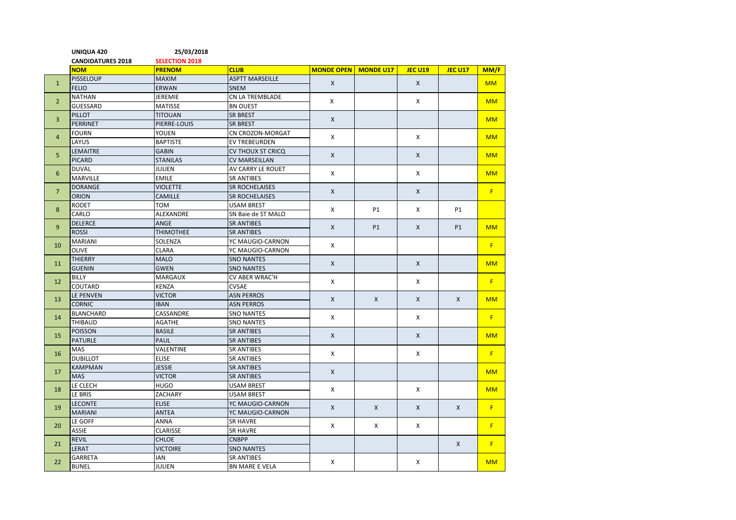**UNIQUA 420** **25/03/2018**

**CANDIDATURES 2018** **SELECTION 2018**

| | NOM | PRENOM | CLUB | MONDE OPEN | MONDE U17 | JEC U19 | JEC U17 | MM/F |
|---|---|---|---|---|---|---|---|---|
| 1 | PISSELOUP | MAXIM | ASPTT MARSEILLE | X | | X | | MM |
| | FELIO | ERWAN | SNEM | | | | | |
| 2 | NATHAN | JEREMIE | CN LA TREMBLADE | X | | X | | MM |
| | GUESSARD | MATISSE | BN OUEST | | | | | |
| 3 | PILLOT | TITOUAN | SR BREST | X | | | | MM |
| | PERRINET | PIERRE-LOUIS | SR BREST | | | | | |
| 4 | FOURN | YOUEN | CN CROZON-MORGAT | X | | X | | MM |
| | LAYUS | BAPTISTE | EV TREBEURDEN | | | | | |
| 5 | LEMAITRE | GABIN | CV THOUX ST CRICQ | X | | X | | MM |
| | PICARD | STANILAS | CV MARSEILLAN | | | | | |
| 6 | DUVAL | JULIEN | AV CARRY LE ROUET | X | | X | | MM |
| | MARVILLE | EMILE | SR ANTIBES | | | | | |
| 7 | DORANGE | VIOLETTE | SR ROCHELAISES | X | | X | | F |
| | ORION | CAMILLE | SR ROCHELAISES | | | | | |
| 8 | RODET | TOM | USAM BREST | X | P1 | X | P1 | |
| | CARLO | ALEXANDRE | SN Baie de ST MALO | | | | | |
| 9 | DELERCE | ANGE | SR ANTIBES | X | P1 | X | P1 | MM |
| | ROSSI | THIMOTHEE | SR ANTIBES | | | | | |
| 10 | MARIANI | SOLENZA | YC MAUGIO-CARNON | X | | | | F |
| | OLIVE | CLARA | YC MAUGIO-CARNON | | | | | |
| 11 | THIERRY | MALO | SNO NANTES | X | | X | | MM |
| | GUENIN | GWEN | SNO NANTES | | | | | |
| 12 | BILLY | MARGAUX | CV ABER WRAC'H | X | | X | | F |
| | COUTARD | KENZA | CVSAE | | | | | |
| 13 | LE PENVEN | VICTOR | ASN PERROS | X | X | X | X | MM |
| | CORNIC | IBAN | ASN PERROS | | | | | |
| 14 | BLANCHARD | CASSANDRE | SNO NANTES | X | | X | | F |
| | THIBAUD | AGATHE | SNO NANTES | | | | | |
| 15 | POISSON | BASILE | SR ANTIBES | X | | X | | MM |
| | PATURLE | PAUL | SR ANTIBES | | | | | |
| 16 | MAS | VALENTINE | SR ANTIBES | X | | X | | F |
| | DUBILLOT | ELISE | SR ANTIBES | | | | | |
| 17 | KAMPMAN | JESSIE | SR ANTIBES | X | | | | MM |
| | MAS | VICTOR | SR ANTIBES | | | | | |
| 18 | LE CLECH | HUGO | USAM BREST | X | | X | | MM |
| | LE BRIS | ZACHARY | USAM BREST | | | | | |
| 19 | LECONTE | ELISE | YC MAUGIO-CARNON | X | X | X | X | F |
| | MARIANI | ANTEA | YC MAUGIO-CARNON | | | | | |
| 20 | LE GOFF | ANNA | SR HAVRE | X | X | X | | F |
| | ASSIE | CLARISSE | SR HAVRE | | | | | |
| 21 | REVIL | CHLOE | CNBPP | | | | X | F |
| | LERAT | VICTOIRE | SNO NANTES | | | | | |
| 22 | GARRETA | IAN | SR ANTIBES | X | | X | | MM |
| | BUNEL | JULIEN | BN MARE E VELA | | | | | |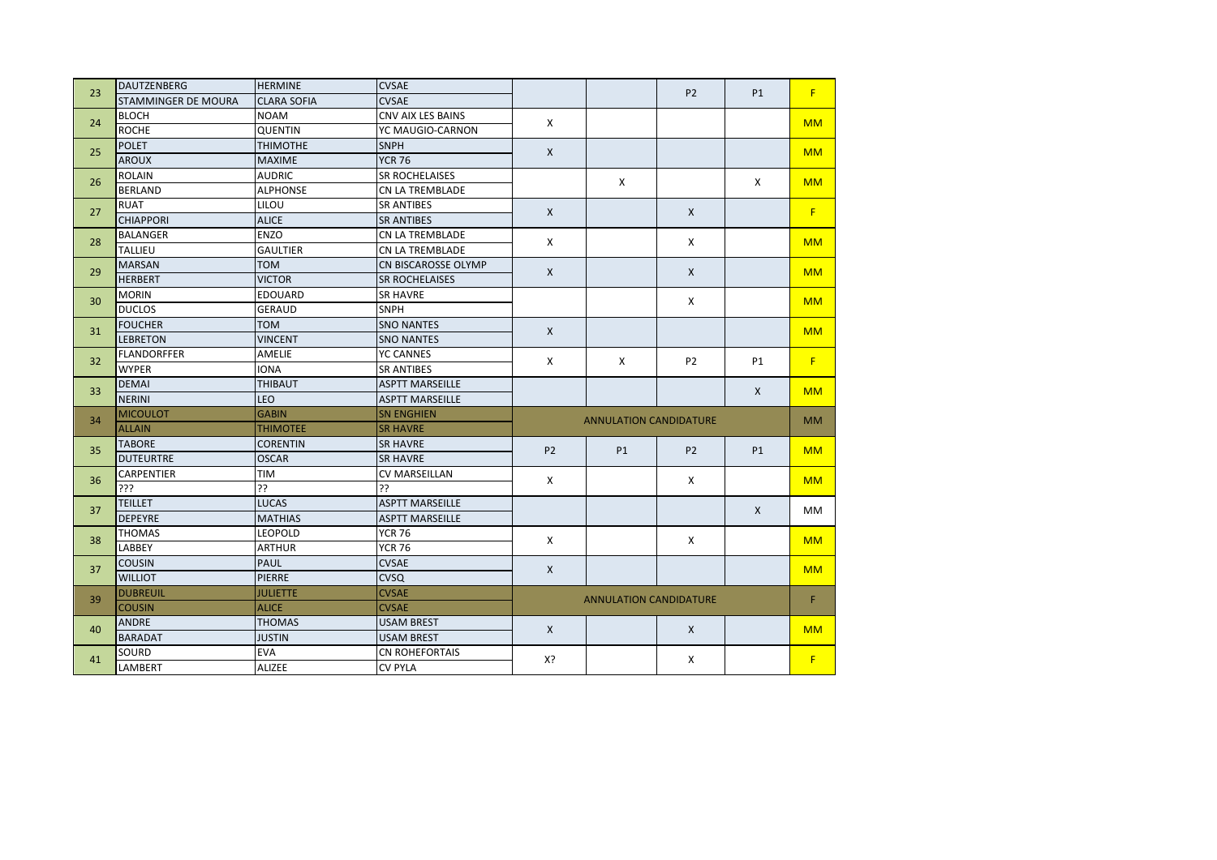| | | | | | | | | |
|---|---|---|---|---|---|---|---|---|
| 23 | DAUTZENBERG | HERMINE | CVSAE | | | P2 | P1 | F |
| | STAMMINGER DE MOURA | CLARA SOFIA | CVSAE | | | | | |
| 24 | BLOCH | NOAM | CNV AIX LES BAINS | X | | | | MM |
| | ROCHE | QUENTIN | YC MAUGIO-CARNON | | | | | |
| 25 | POLET | THIMOTHE | SNPH | X | | | | MM |
| | AROUX | MAXIME | YCR 76 | | | | | |
| 26 | ROLAIN | AUDRIC | SR ROCHELAISES | | X | | X | MM |
| | BERLAND | ALPHONSE | CN LA TREMBLADE | | | | | |
| 27 | RUAT | LILOU | SR ANTIBES | X | | X | | F |
| | CHIAPPORI | ALICE | SR ANTIBES | | | | | |
| 28 | BALANGER | ENZO | CN LA TREMBLADE | X | | X | | MM |
| | TALLIEU | GAULTIER | CN LA TREMBLADE | | | | | |
| 29 | MARSAN | TOM | CN BISCAROSSE OLYMP | X | | X | | MM |
| | HERBERT | VICTOR | SR ROCHELAISES | | | | | |
| 30 | MORIN | EDOUARD | SR HAVRE | | | X | | MM |
| | DUCLOS | GERAUD | SNPH | | | | | |
| 31 | FOUCHER | TOM | SNO NANTES | X | | | | MM |
| | LEBRETON | VINCENT | SNO NANTES | | | | | |
| 32 | FLANDORFFER | AMELIE | YC CANNES | X | X | P2 | P1 | F |
| | WYPER | IONA | SR ANTIBES | | | | | |
| 33 | DEMAI | THIBAUT | ASPTT MARSEILLE | | | | X | MM |
| | NERINI | LEO | ASPTT MARSEILLE | | | | | |
| 34 | MICOULOT | GABIN | SN ENGHIEN | ANNULATION CANDIDATURE | | | | MM |
| | ALLAIN | THIMOTEE | SR HAVRE | | | | | |
| 35 | TABORE | CORENTIN | SR HAVRE | P2 | P1 | P2 | P1 | MM |
| | DUTEURTRE | OSCAR | SR HAVRE | | | | | |
| 36 | CARPENTIER | TIM | CV MARSEILLAN | X | | X | | MM |
| | ??? | ?? | ?? | | | | | |
| 37 | TEILLET | LUCAS | ASPTT MARSEILLE | | | | X | MM |
| | DEPEYRE | MATHIAS | ASPTT MARSEILLE | | | | | |
| 38 | THOMAS | LEOPOLD | YCR 76 | X | | X | | MM |
| | LABBEY | ARTHUR | YCR 76 | | | | | |
| 37 | COUSIN | PAUL | CVSAE | X | | | | MM |
| | WILLIOT | PIERRE | CVSQ | | | | | |
| 39 | DUBREUIL | JULIETTE | CVSAE | ANNULATION CANDIDATURE | | | | F |
| | COUSIN | ALICE | CVSAE | | | | | |
| 40 | ANDRE | THOMAS | USAM BREST | X | | X | | MM |
| | BARADAT | JUSTIN | USAM BREST | | | | | |
| 41 | SOURD | EVA | CN ROHEFORTAIS | X? | | X | | F |
| | LAMBERT | ALIZEE | CV PYLA | | | | | |